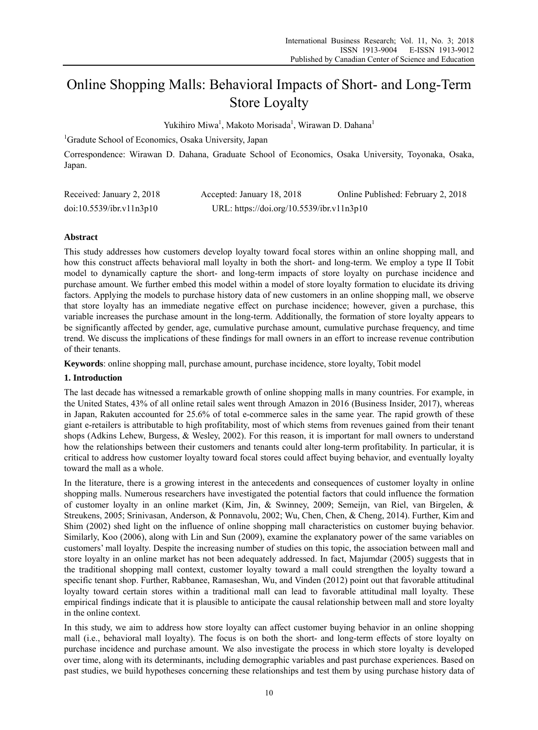# Online Shopping Malls: Behavioral Impacts of Short- and Long-Term Store Loyalty

Yukihiro Miwa[1], Makoto Morisada[1], Wirawan D. Dahana[1]

[1]Gradute School of Economics, Osaka University, Japan

Correspondence: Wirawan D. Dahana, Graduate School of Economics, Osaka University, Toyonaka, Osaka, Japan.

Received: January 2, 2018 Accepted: January 18, 2018 Online Published: February 2, 2018

doi:10.5539/ibr.v11n3p10 URL: https://doi.org/10.5539/ibr.v11n3p10

## Abstract

This study addresses how customers develop loyalty toward focal stores within an online shopping mall, and how this construct affects behavioral mall loyalty in both the short- and long-term. We employ a type II Tobit model to dynamically capture the short- and long-term impacts of store loyalty on purchase incidence and purchase amount. We further embed this model within a model of store loyalty formation to elucidate its driving factors. Applying the models to purchase history data of new customers in an online shopping mall, we observe that store loyalty has an immediate negative effect on purchase incidence; however, given a purchase, this variable increases the purchase amount in the long-term. Additionally, the formation of store loyalty appears to be significantly affected by gender, age, cumulative purchase amount, cumulative purchase frequency, and time trend. We discuss the implications of these findings for mall owners in an effort to increase revenue contribution of their tenants.

**Keywords**: online shopping mall, purchase amount, purchase incidence, store loyalty, Tobit model

## 1. Introduction

The last decade has witnessed a remarkable growth of online shopping malls in many countries. For example, in the United States, 43% of all online retail sales went through Amazon in 2016 (Business Insider, 2017), whereas in Japan, Rakuten accounted for 25.6% of total e-commerce sales in the same year. The rapid growth of these giant e-retailers is attributable to high profitability, most of which stems from revenues gained from their tenant shops (Adkins Lehew, Burgess, & Wesley, 2002). For this reason, it is important for mall owners to understand how the relationships between their customers and tenants could alter long-term profitability. In particular, it is critical to address how customer loyalty toward focal stores could affect buying behavior, and eventually loyalty toward the mall as a whole.

In the literature, there is a growing interest in the antecedents and consequences of customer loyalty in online shopping malls. Numerous researchers have investigated the potential factors that could influence the formation of customer loyalty in an online market (Kim, Jin, & Swinney, 2009; Semeijn, van Riel, van Birgelen, & Streukens, 2005; Srinivasan, Anderson, & Ponnavolu, 2002; Wu, Chen, Chen, & Cheng, 2014). Further, Kim and Shim (2002) shed light on the influence of online shopping mall characteristics on customer buying behavior. Similarly, Koo (2006), along with Lin and Sun (2009), examine the explanatory power of the same variables on customers' mall loyalty. Despite the increasing number of studies on this topic, the association between mall and store loyalty in an online market has not been adequately addressed. In fact, Majumdar (2005) suggests that in the traditional shopping mall context, customer loyalty toward a mall could strengthen the loyalty toward a specific tenant shop. Further, Rabbanee, Ramaseshan, Wu, and Vinden (2012) point out that favorable attitudinal loyalty toward certain stores within a traditional mall can lead to favorable attitudinal mall loyalty. These empirical findings indicate that it is plausible to anticipate the causal relationship between mall and store loyalty in the online context.

In this study, we aim to address how store loyalty can affect customer buying behavior in an online shopping mall (i.e., behavioral mall loyalty). The focus is on both the short- and long-term effects of store loyalty on purchase incidence and purchase amount. We also investigate the process in which store loyalty is developed over time, along with its determinants, including demographic variables and past purchase experiences. Based on past studies, we build hypotheses concerning these relationships and test them by using purchase history data of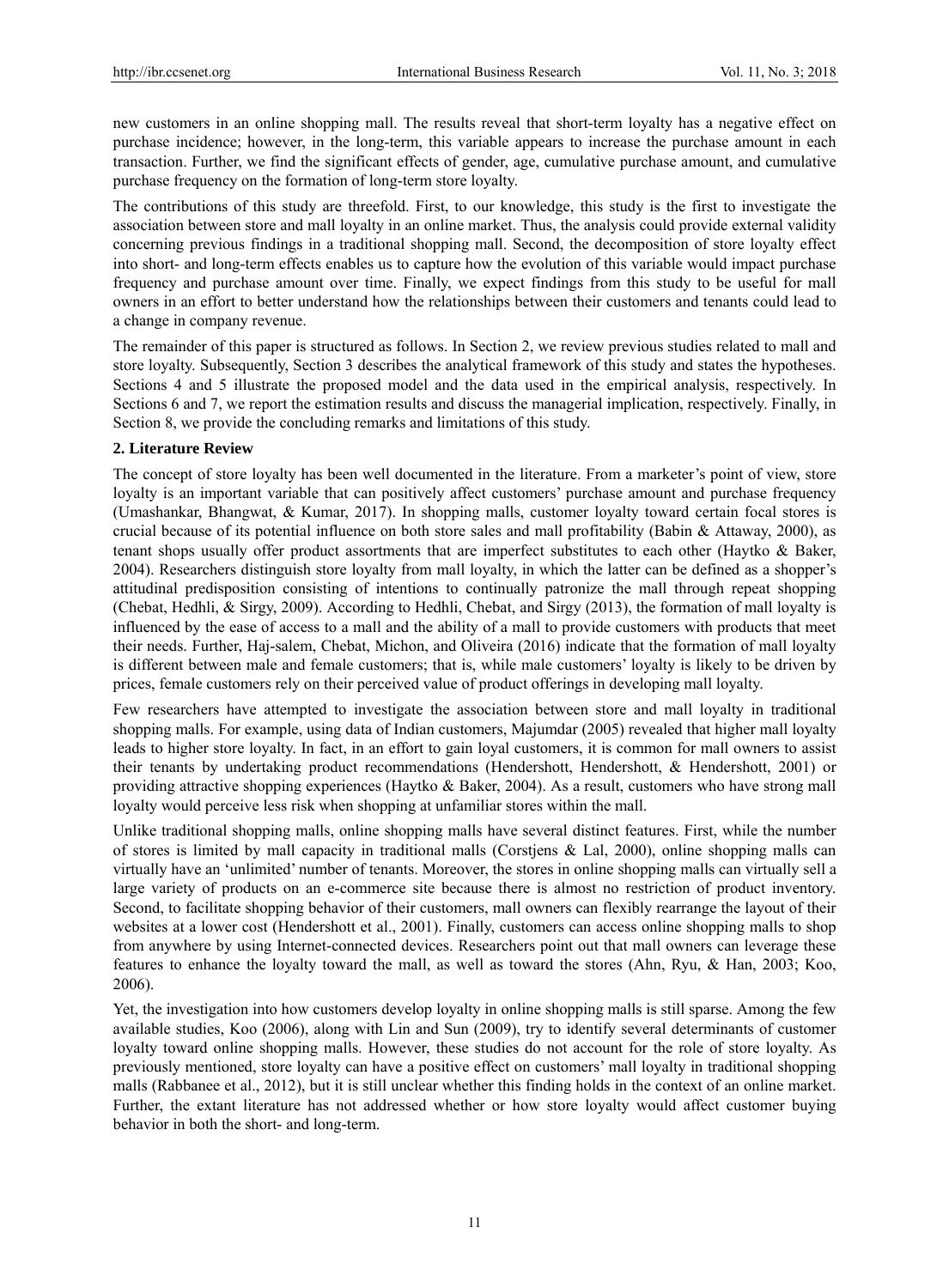new customers in an online shopping mall. The results reveal that short-term loyalty has a negative effect on purchase incidence; however, in the long-term, this variable appears to increase the purchase amount in each transaction. Further, we find the significant effects of gender, age, cumulative purchase amount, and cumulative purchase frequency on the formation of long-term store loyalty.

The contributions of this study are threefold. First, to our knowledge, this study is the first to investigate the association between store and mall loyalty in an online market. Thus, the analysis could provide external validity concerning previous findings in a traditional shopping mall. Second, the decomposition of store loyalty effect into short- and long-term effects enables us to capture how the evolution of this variable would impact purchase frequency and purchase amount over time. Finally, we expect findings from this study to be useful for mall owners in an effort to better understand how the relationships between their customers and tenants could lead to a change in company revenue.

The remainder of this paper is structured as follows. In Section 2, we review previous studies related to mall and store loyalty. Subsequently, Section 3 describes the analytical framework of this study and states the hypotheses. Sections 4 and 5 illustrate the proposed model and the data used in the empirical analysis, respectively. In Sections 6 and 7, we report the estimation results and discuss the managerial implication, respectively. Finally, in Section 8, we provide the concluding remarks and limitations of this study.

## 2. Literature Review

The concept of store loyalty has been well documented in the literature. From a marketer's point of view, store loyalty is an important variable that can positively affect customers' purchase amount and purchase frequency (Umashankar, Bhangwat, & Kumar, 2017). In shopping malls, customer loyalty toward certain focal stores is crucial because of its potential influence on both store sales and mall profitability (Babin & Attaway, 2000), as tenant shops usually offer product assortments that are imperfect substitutes to each other (Haytko & Baker, 2004). Researchers distinguish store loyalty from mall loyalty, in which the latter can be defined as a shopper's attitudinal predisposition consisting of intentions to continually patronize the mall through repeat shopping (Chebat, Hedhli, & Sirgy, 2009). According to Hedhli, Chebat, and Sirgy (2013), the formation of mall loyalty is influenced by the ease of access to a mall and the ability of a mall to provide customers with products that meet their needs. Further, Haj-salem, Chebat, Michon, and Oliveira (2016) indicate that the formation of mall loyalty is different between male and female customers; that is, while male customers' loyalty is likely to be driven by prices, female customers rely on their perceived value of product offerings in developing mall loyalty.

Few researchers have attempted to investigate the association between store and mall loyalty in traditional shopping malls. For example, using data of Indian customers, Majumdar (2005) revealed that higher mall loyalty leads to higher store loyalty. In fact, in an effort to gain loyal customers, it is common for mall owners to assist their tenants by undertaking product recommendations (Hendershott, Hendershott, & Hendershott, 2001) or providing attractive shopping experiences (Haytko & Baker, 2004). As a result, customers who have strong mall loyalty would perceive less risk when shopping at unfamiliar stores within the mall.

Unlike traditional shopping malls, online shopping malls have several distinct features. First, while the number of stores is limited by mall capacity in traditional malls (Corstjens & Lal, 2000), online shopping malls can virtually have an 'unlimited' number of tenants. Moreover, the stores in online shopping malls can virtually sell a large variety of products on an e-commerce site because there is almost no restriction of product inventory. Second, to facilitate shopping behavior of their customers, mall owners can flexibly rearrange the layout of their websites at a lower cost (Hendershott et al., 2001). Finally, customers can access online shopping malls to shop from anywhere by using Internet-connected devices. Researchers point out that mall owners can leverage these features to enhance the loyalty toward the mall, as well as toward the stores (Ahn, Ryu, & Han, 2003; Koo, 2006).

Yet, the investigation into how customers develop loyalty in online shopping malls is still sparse. Among the few available studies, Koo (2006), along with Lin and Sun (2009), try to identify several determinants of customer loyalty toward online shopping malls. However, these studies do not account for the role of store loyalty. As previously mentioned, store loyalty can have a positive effect on customers' mall loyalty in traditional shopping malls (Rabbanee et al., 2012), but it is still unclear whether this finding holds in the context of an online market. Further, the extant literature has not addressed whether or how store loyalty would affect customer buying behavior in both the short- and long-term.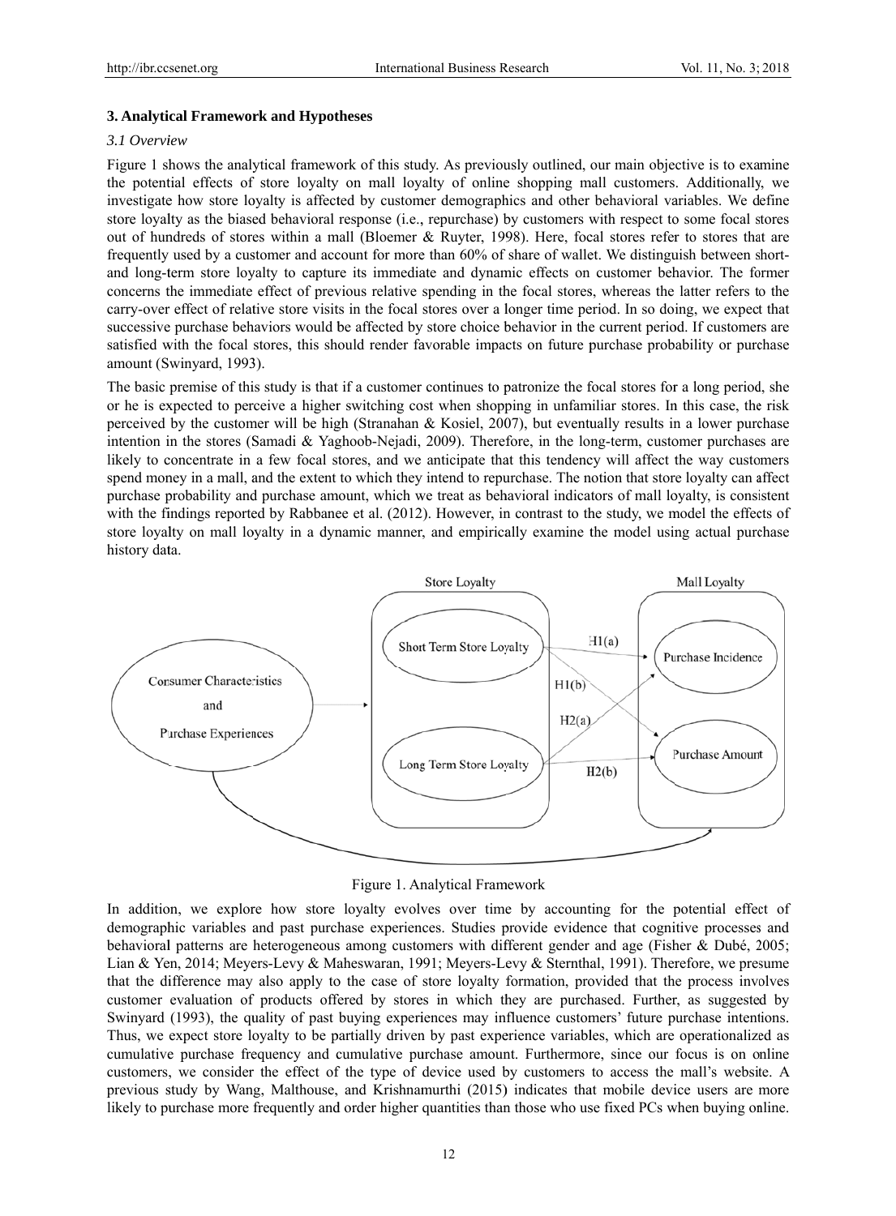## 3. Analytical Framework and Hypotheses

### *3.1 Overview*

Figure 1 shows the analytical framework of this study. As previously outlined, our main objective is to examine the potential effects of store loyalty on mall loyalty of online shopping mall customers. Additionally, we investigate how store loyalty is affected by customer demographics and other behavioral variables. We define store loyalty as the biased behavioral response (i.e., repurchase) by customers with respect to some focal stores out of hundreds of stores within a mall (Bloemer & Ruyter, 1998). Here, focal stores refer to stores that are frequently used by a customer and account for more than 60% of share of wallet. We distinguish between short- and long-term store loyalty to capture its immediate and dynamic effects on customer behavior. The former concerns the immediate effect of previous relative spending in the focal stores, whereas the latter refers to the carry-over effect of relative store visits in the focal stores over a longer time period. In so doing, we expect that successive purchase behaviors would be affected by store choice behavior in the current period. If customers are satisfied with the focal stores, this should render favorable impacts on future purchase probability or purchase amount (Swinyard, 1993).

The basic premise of this study is that if a customer continues to patronize the focal stores for a long period, she or he is expected to perceive a higher switching cost when shopping in unfamiliar stores. In this case, the risk perceived by the customer will be high (Stranahan & Kosiel, 2007), but eventually results in a lower purchase intention in the stores (Samadi & Yaghoob-Nejadi, 2009). Therefore, in the long-term, customer purchases are likely to concentrate in a few focal stores, and we anticipate that this tendency will affect the way customers spend money in a mall, and the extent to which they intend to repurchase. The notion that store loyalty can affect purchase probability and purchase amount, which we treat as behavioral indicators of mall loyalty, is consistent with the findings reported by Rabbanee et al. (2012). However, in contrast to the study, we model the effects of store loyalty on mall loyalty in a dynamic manner, and empirically examine the model using actual purchase history data.

Figure 1. Analytical Framework

In addition, we explore how store loyalty evolves over time by accounting for the potential effect of demographic variables and past purchase experiences. Studies provide evidence that cognitive processes and behavioral patterns are heterogeneous among customers with different gender and age (Fisher & Dubé, 2005; Lian & Yen, 2014; Meyers-Levy & Maheswaran, 1991; Meyers-Levy & Sternthal, 1991). Therefore, we presume that the difference may also apply to the case of store loyalty formation, provided that the process involves customer evaluation of products offered by stores in which they are purchased. Further, as suggested by Swinyard (1993), the quality of past buying experiences may influence customers' future purchase intentions. Thus, we expect store loyalty to be partially driven by past experience variables, which are operationalized as cumulative purchase frequency and cumulative purchase amount. Furthermore, since our focus is on online customers, we consider the effect of the type of device used by customers to access the mall's website. A previous study by Wang, Malthouse, and Krishnamurthi (2015) indicates that mobile device users are more likely to purchase more frequently and order higher quantities than those who use fixed PCs when buying online.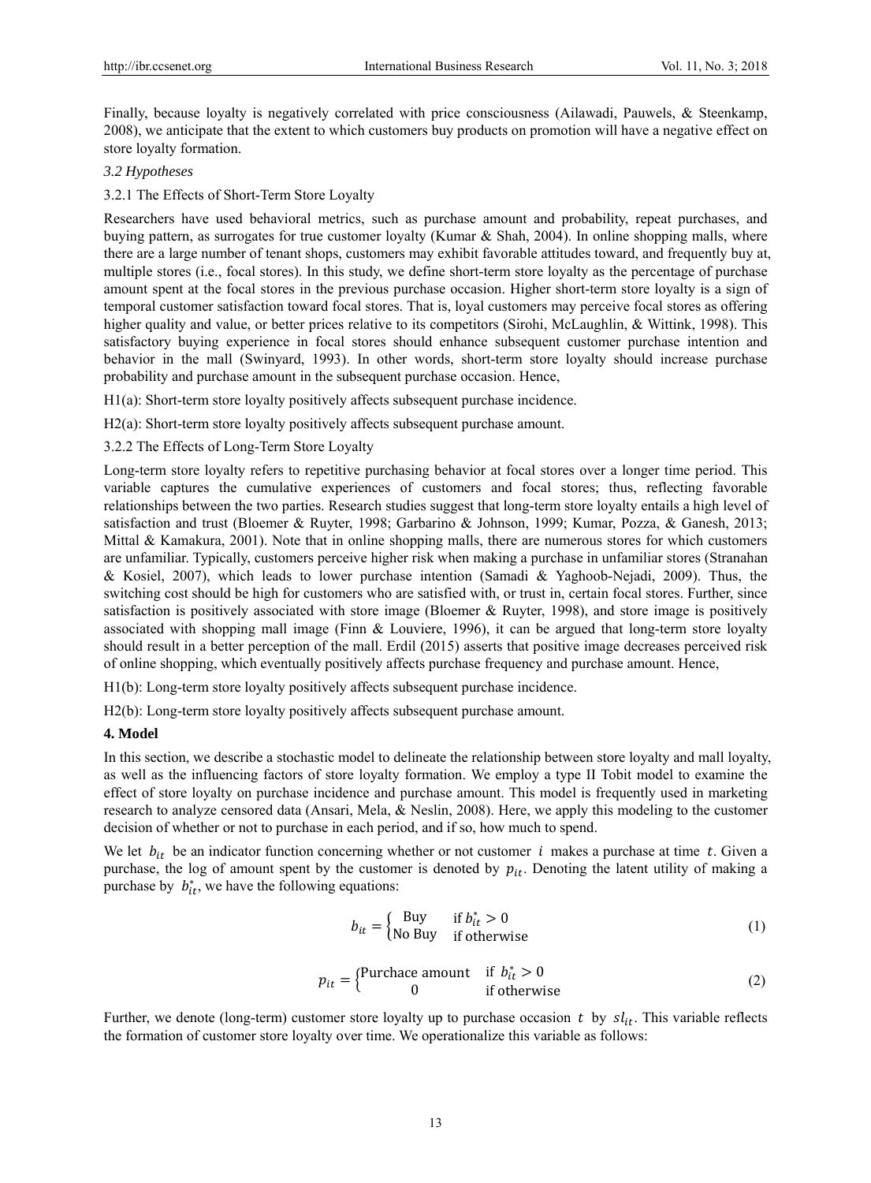Finally, because loyalty is negatively correlated with price consciousness (Ailawadi, Pauwels, & Steenkamp, 2008), we anticipate that the extent to which customers buy products on promotion will have a negative effect on store loyalty formation.

### *3.2 Hypotheses*

#### 3.2.1 The Effects of Short-Term Store Loyalty

Researchers have used behavioral metrics, such as purchase amount and probability, repeat purchases, and buying pattern, as surrogates for true customer loyalty (Kumar & Shah, 2004). In online shopping malls, where there are a large number of tenant shops, customers may exhibit favorable attitudes toward, and frequently buy at, multiple stores (i.e., focal stores). In this study, we define short-term store loyalty as the percentage of purchase amount spent at the focal stores in the previous purchase occasion. Higher short-term store loyalty is a sign of temporal customer satisfaction toward focal stores. That is, loyal customers may perceive focal stores as offering higher quality and value, or better prices relative to its competitors (Sirohi, McLaughlin, & Wittink, 1998). This satisfactory buying experience in focal stores should enhance subsequent customer purchase intention and behavior in the mall (Swinyard, 1993). In other words, short-term store loyalty should increase purchase probability and purchase amount in the subsequent purchase occasion. Hence,

H1(a): Short-term store loyalty positively affects subsequent purchase incidence.

H2(a): Short-term store loyalty positively affects subsequent purchase amount.

#### 3.2.2 The Effects of Long-Term Store Loyalty

Long-term store loyalty refers to repetitive purchasing behavior at focal stores over a longer time period. This variable captures the cumulative experiences of customers and focal stores; thus, reflecting favorable relationships between the two parties. Research studies suggest that long-term store loyalty entails a high level of satisfaction and trust (Bloemer & Ruyter, 1998; Garbarino & Johnson, 1999; Kumar, Pozza, & Ganesh, 2013; Mittal & Kamakura, 2001). Note that in online shopping malls, there are numerous stores for which customers are unfamiliar. Typically, customers perceive higher risk when making a purchase in unfamiliar stores (Stranahan & Kosiel, 2007), which leads to lower purchase intention (Samadi & Yaghoob-Nejadi, 2009). Thus, the switching cost should be high for customers who are satisfied with, or trust in, certain focal stores. Further, since satisfaction is positively associated with store image (Bloemer & Ruyter, 1998), and store image is positively associated with shopping mall image (Finn & Louviere, 1996), it can be argued that long-term store loyalty should result in a better perception of the mall. Erdil (2015) asserts that positive image decreases perceived risk of online shopping, which eventually positively affects purchase frequency and purchase amount. Hence,

H1(b): Long-term store loyalty positively affects subsequent purchase incidence.

H2(b): Long-term store loyalty positively affects subsequent purchase amount.

## 4. Model

In this section, we describe a stochastic model to delineate the relationship between store loyalty and mall loyalty, as well as the influencing factors of store loyalty formation. We employ a type II Tobit model to examine the effect of store loyalty on purchase incidence and purchase amount. This model is frequently used in marketing research to analyze censored data (Ansari, Mela, & Neslin, 2008). Here, we apply this modeling to the customer decision of whether or not to purchase in each period, and if so, how much to spend.

We let $b_{it}$ be an indicator function concerning whether or not customer $i$ makes a purchase at time $t$. Given a purchase, the log of amount spent by the customer is denoted by $p_{it}$. Denoting the latent utility of making a purchase by $b_{it}^*$, we have the following equations:

$$b_{it} = \begin{cases} \text{Buy} & \text{if } b_{it}^* > 0 \\ \text{No Buy} & \text{if otherwise} \end{cases} \tag{1}$$

$$p_{it} = \begin{cases} \text{Purchace amount} & \text{if } b_{it}^* > 0 \\ 0 & \text{if otherwise} \end{cases} \tag{2}$$

Further, we denote (long-term) customer store loyalty up to purchase occasion $t$ by $sl_{it}$. This variable reflects the formation of customer store loyalty over time. We operationalize this variable as follows: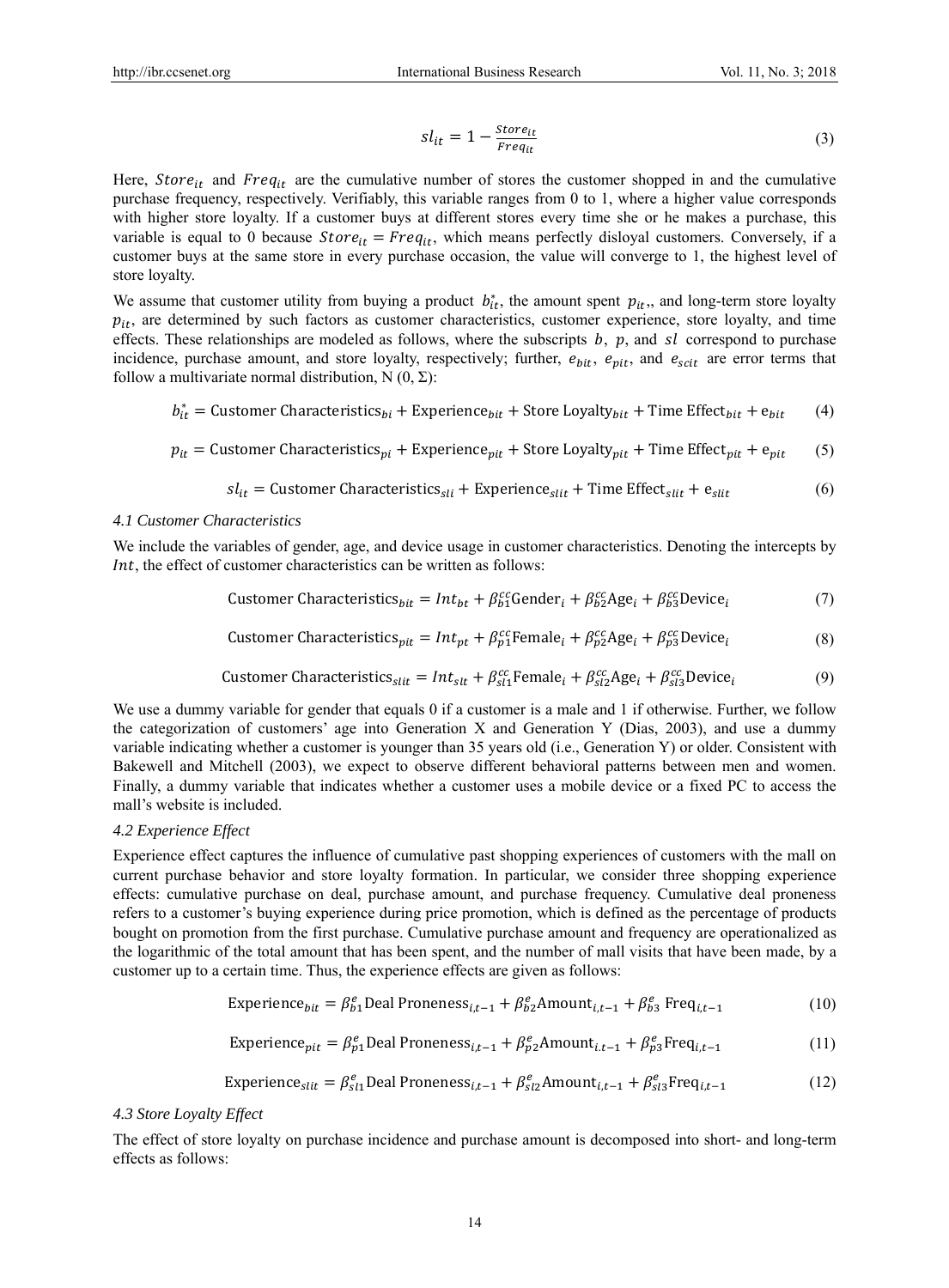$$sl_{it} = 1 - \frac{Store_{it}}{Freq_{it}} \tag{3}$$

Here, $Store_{it}$ and $Freq_{it}$ are the cumulative number of stores the customer shopped in and the cumulative purchase frequency, respectively. Verifiably, this variable ranges from 0 to 1, where a higher value corresponds with higher store loyalty. If a customer buys at different stores every time she or he makes a purchase, this variable is equal to 0 because $Store_{it} = Freq_{it}$, which means perfectly disloyal customers. Conversely, if a customer buys at the same store in every purchase occasion, the value will converge to 1, the highest level of store loyalty.

We assume that customer utility from buying a product $b_{it}^{*}$, the amount spent $p_{it}$,, and long-term store loyalty $p_{it}$, are determined by such factors as customer characteristics, customer experience, store loyalty, and time effects. These relationships are modeled as follows, where the subscripts $b$, $p$, and $sl$ correspond to purchase incidence, purchase amount, and store loyalty, respectively; further, $e_{bit}$, $e_{pit}$, and $e_{scit}$ are error terms that follow a multivariate normal distribution, N (0, Σ):

$$b_{it}^{*} = \text{Customer Characteristics}_{bi} + \text{Experience}_{bit} + \text{Store Loyalty}_{bit} + \text{Time Effect}_{bit} + \text{e}_{bit} \tag{4}$$

$$p_{it} = \text{Customer Characteristics}_{pi} + \text{Experience}_{pit} + \text{Store Loyalty}_{pit} + \text{Time Effect}_{pit} + \text{e}_{pit} \tag{5}$$

$$sl_{it} = \text{Customer Characteristics}_{sli} + \text{Experience}_{slit} + \text{Time Effect}_{slit} + \text{e}_{slit} \tag{6}$$

*4.1 Customer Characteristics*

We include the variables of gender, age, and device usage in customer characteristics. Denoting the intercepts by $Int$, the effect of customer characteristics can be written as follows:

$$\text{Customer Characteristics}_{bit} = Int_{bt} + \beta_{b1}^{cc}\text{Gender}_i + \beta_{b2}^{cc}\text{Age}_i + \beta_{b3}^{cc}\text{Device}_i \tag{7}$$

$$\text{Customer Characteristics}_{pit} = Int_{pt} + \beta_{p1}^{cc}\text{Female}_i + \beta_{p2}^{cc}\text{Age}_i + \beta_{p3}^{cc}\text{Device}_i \tag{8}$$

$$\text{Customer Characteristics}_{slit} = Int_{slt} + \beta_{sl1}^{cc}\text{Female}_i + \beta_{sl2}^{cc}\text{Age}_i + \beta_{sl3}^{cc}\text{Device}_i \tag{9}$$

We use a dummy variable for gender that equals 0 if a customer is a male and 1 if otherwise. Further, we follow the categorization of customers' age into Generation X and Generation Y (Dias, 2003), and use a dummy variable indicating whether a customer is younger than 35 years old (i.e., Generation Y) or older. Consistent with Bakewell and Mitchell (2003), we expect to observe different behavioral patterns between men and women. Finally, a dummy variable that indicates whether a customer uses a mobile device or a fixed PC to access the mall's website is included.

*4.2 Experience Effect*

Experience effect captures the influence of cumulative past shopping experiences of customers with the mall on current purchase behavior and store loyalty formation. In particular, we consider three shopping experience effects: cumulative purchase on deal, purchase amount, and purchase frequency. Cumulative deal proneness refers to a customer's buying experience during price promotion, which is defined as the percentage of products bought on promotion from the first purchase. Cumulative purchase amount and frequency are operationalized as the logarithmic of the total amount that has been spent, and the number of mall visits that have been made, by a customer up to a certain time. Thus, the experience effects are given as follows:

$$\text{Experience}_{bit} = \beta_{b1}^{e}\text{Deal Proneness}_{i,t-1} + \beta_{b2}^{e}\text{Amount}_{i,t-1} + \beta_{b3}^{e}\ \text{Freq}_{i,t-1} \tag{10}$$

$$\text{Experience}_{pit} = \beta_{p1}^{e}\text{Deal Proneness}_{i,t-1} + \beta_{p2}^{e}\text{Amount}_{i.t-1} + \beta_{p3}^{e}\text{Freq}_{i,t-1} \tag{11}$$

$$\text{Experience}_{slit} = \beta_{sl1}^{e}\text{Deal Proneness}_{i,t-1} + \beta_{sl2}^{e}\text{Amount}_{i,t-1} + \beta_{sl3}^{e}\text{Freq}_{i,t-1} \tag{12}$$

*4.3 Store Loyalty Effect*

The effect of store loyalty on purchase incidence and purchase amount is decomposed into short- and long-term effects as follows: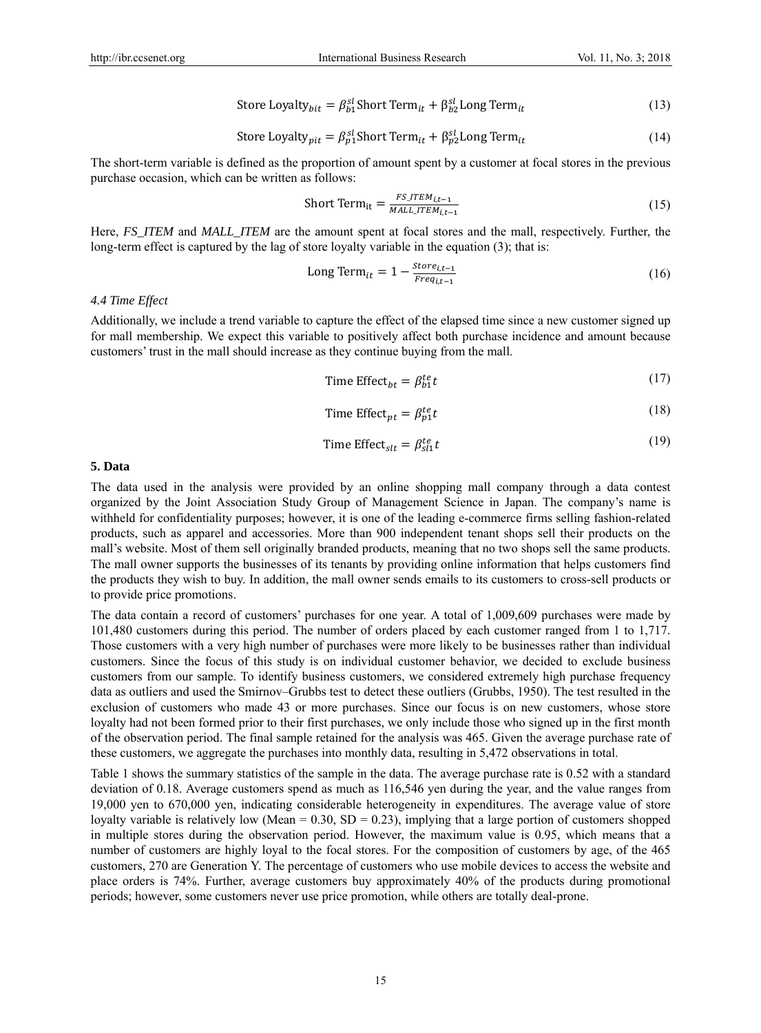$$\text{Store Loyalty}_{bit} = \beta_{b1}^{sl}\text{Short Term}_{it} + \beta_{b2}^{sl}\text{Long Term}_{it} \tag{13}$$

$$\text{Store Loyalty}_{pit} = \beta_{p1}^{sl}\text{Short Term}_{it} + \beta_{p2}^{sl}\text{Long Term}_{it} \tag{14}$$

The short-term variable is defined as the proportion of amount spent by a customer at focal stores in the previous purchase occasion, which can be written as follows:

$$\text{Short Term}_{\text{it}} = \frac{FS\_ITEM_{i,t-1}}{MALL\_ITEM_{i,t-1}} \tag{15}$$

Here, *FS_ITEM* and *MALL_ITEM* are the amount spent at focal stores and the mall, respectively. Further, the long-term effect is captured by the lag of store loyalty variable in the equation (3); that is:

$$\text{Long Term}_{it} = 1 - \frac{Store_{i,t-1}}{Freq_{i,t-1}} \tag{16}$$

### *4.4 Time Effect*

Additionally, we include a trend variable to capture the effect of the elapsed time since a new customer signed up for mall membership. We expect this variable to positively affect both purchase incidence and amount because customers' trust in the mall should increase as they continue buying from the mall.

$$\text{Time Effect}_{bt} = \beta_{b1}^{te}t \tag{17}$$

$$\text{Time Effect}_{pt} = \beta_{p1}^{te}t \tag{18}$$

$$\text{Time Effect}_{slt} = \beta_{sl1}^{te}t \tag{19}$$

## 5. Data

The data used in the analysis were provided by an online shopping mall company through a data contest organized by the Joint Association Study Group of Management Science in Japan. The company's name is withheld for confidentiality purposes; however, it is one of the leading e-commerce firms selling fashion-related products, such as apparel and accessories. More than 900 independent tenant shops sell their products on the mall's website. Most of them sell originally branded products, meaning that no two shops sell the same products. The mall owner supports the businesses of its tenants by providing online information that helps customers find the products they wish to buy. In addition, the mall owner sends emails to its customers to cross-sell products or to provide price promotions.

The data contain a record of customers' purchases for one year. A total of 1,009,609 purchases were made by 101,480 customers during this period. The number of orders placed by each customer ranged from 1 to 1,717. Those customers with a very high number of purchases were more likely to be businesses rather than individual customers. Since the focus of this study is on individual customer behavior, we decided to exclude business customers from our sample. To identify business customers, we considered extremely high purchase frequency data as outliers and used the Smirnov–Grubbs test to detect these outliers (Grubbs, 1950). The test resulted in the exclusion of customers who made 43 or more purchases. Since our focus is on new customers, whose store loyalty had not been formed prior to their first purchases, we only include those who signed up in the first month of the observation period. The final sample retained for the analysis was 465. Given the average purchase rate of these customers, we aggregate the purchases into monthly data, resulting in 5,472 observations in total.

Table 1 shows the summary statistics of the sample in the data. The average purchase rate is 0.52 with a standard deviation of 0.18. Average customers spend as much as 116,546 yen during the year, and the value ranges from 19,000 yen to 670,000 yen, indicating considerable heterogeneity in expenditures. The average value of store loyalty variable is relatively low (Mean = 0.30, SD = 0.23), implying that a large portion of customers shopped in multiple stores during the observation period. However, the maximum value is 0.95, which means that a number of customers are highly loyal to the focal stores. For the composition of customers by age, of the 465 customers, 270 are Generation Y. The percentage of customers who use mobile devices to access the website and place orders is 74%. Further, average customers buy approximately 40% of the products during promotional periods; however, some customers never use price promotion, while others are totally deal-prone.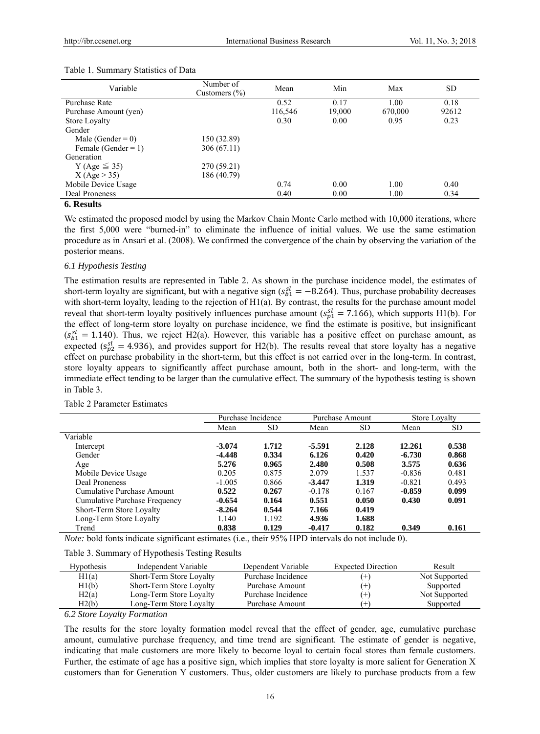Table 1. Summary Statistics of Data

| Variable | Number of Customers (%) | Mean | Min | Max | SD |
|---|---|---|---|---|---|
| Purchase Rate | | 0.52 | 0.17 | 1.00 | 0.18 |
| Purchase Amount (yen) | | 116,546 | 19,000 | 670,000 | 92612 |
| Store Loyalty | | 0.30 | 0.00 | 0.95 | 0.23 |
| Gender | | | | | |
| Male (Gender = 0) | 150 (32.89) | | | | |
| Female (Gender = 1) | 306 (67.11) | | | | |
| Generation | | | | | |
| Y (Age ≦ 35) | 270 (59.21) | | | | |
| X (Age > 35) | 186 (40.79) | | | | |
| Mobile Device Usage | | 0.74 | 0.00 | 1.00 | 0.40 |
| Deal Proneness | | 0.40 | 0.00 | 1.00 | 0.34 |

## 6. Results

We estimated the proposed model by using the Markov Chain Monte Carlo method with 10,000 iterations, where the first 5,000 were "burned-in" to eliminate the influence of initial values. We use the same estimation procedure as in Ansari et al. (2008). We confirmed the convergence of the chain by observing the variation of the posterior means.

### 6.1 Hypothesis Testing

The estimation results are represented in Table 2. As shown in the purchase incidence model, the estimates of short-term loyalty are significant, but with a negative sign ($s_{b1}^{sl} = -8.264$). Thus, purchase probability decreases with short-term loyalty, leading to the rejection of H1(a). By contrast, the results for the purchase amount model reveal that short-term loyalty positively influences purchase amount ($s_{p1}^{sl} = 7.166$), which supports H1(b). For the effect of long-term store loyalty on purchase incidence, we find the estimate is positive, but insignificant ($s_{b1}^{sl} = 1.140$). Thus, we reject H2(a). However, this variable has a positive effect on purchase amount, as expected ($s_{p2}^{sl} = 4.936$), and provides support for H2(b). The results reveal that store loyalty has a negative effect on purchase probability in the short-term, but this effect is not carried over in the long-term. In contrast, store loyalty appears to significantly affect purchase amount, both in the short- and long-term, with the immediate effect tending to be larger than the cumulative effect. The summary of the hypothesis testing is shown in Table 3.

Table 2 Parameter Estimates

| | Purchase Incidence | | Purchase Amount | | Store Loyalty | |
|---|---|---|---|---|---|---|
| | Mean | SD | Mean | SD | Mean | SD |
| Variable | | | | | | |
| Intercept | **-3.074** | **1.712** | **-5.591** | **2.128** | **12.261** | **0.538** |
| Gender | **-4.448** | **0.334** | **6.126** | **0.420** | **-6.730** | **0.868** |
| Age | **5.276** | **0.965** | **2.480** | **0.508** | **3.575** | **0.636** |
| Mobile Device Usage | 0.205 | 0.875 | 2.079 | 1.537 | -0.836 | 0.481 |
| Deal Proneness | -1.005 | 0.866 | **-3.447** | **1.319** | -0.821 | 0.493 |
| Cumulative Purchase Amount | **0.522** | **0.267** | -0.178 | 0.167 | **-0.859** | **0.099** |
| Cumulative Purchase Frequency | **-0.654** | **0.164** | **0.551** | **0.050** | **0.430** | **0.091** |
| Short-Term Store Loyalty | **-8.264** | **0.544** | **7.166** | **0.419** | | |
| Long-Term Store Loyalty | 1.140 | 1.192 | **4.936** | **1.688** | | |
| Trend | **0.838** | **0.129** | **-0.417** | **0.182** | **0.349** | **0.161** |

*Note:* bold fonts indicate significant estimates (i.e., their 95% HPD intervals do not include 0).

Table 3. Summary of Hypothesis Testing Results

| Hypothesis | Independent Variable | Dependent Variable | Expected Direction | Result |
|---|---|---|---|---|
| H1(a) | Short-Term Store Loyalty | Purchase Incidence | (+) | Not Supported |
| H1(b) | Short-Term Store Loyalty | Purchase Amount | (+) | Supported |
| H2(a) | Long-Term Store Loyalty | Purchase Incidence | (+) | Not Supported |
| H2(b) | Long-Term Store Loyalty | Purchase Amount | (+) | Supported |

### 6.2 Store Loyalty Formation

The results for the store loyalty formation model reveal that the effect of gender, age, cumulative purchase amount, cumulative purchase frequency, and time trend are significant. The estimate of gender is negative, indicating that male customers are more likely to become loyal to certain focal stores than female customers. Further, the estimate of age has a positive sign, which implies that store loyalty is more salient for Generation X customers than for Generation Y customers. Thus, older customers are likely to purchase products from a few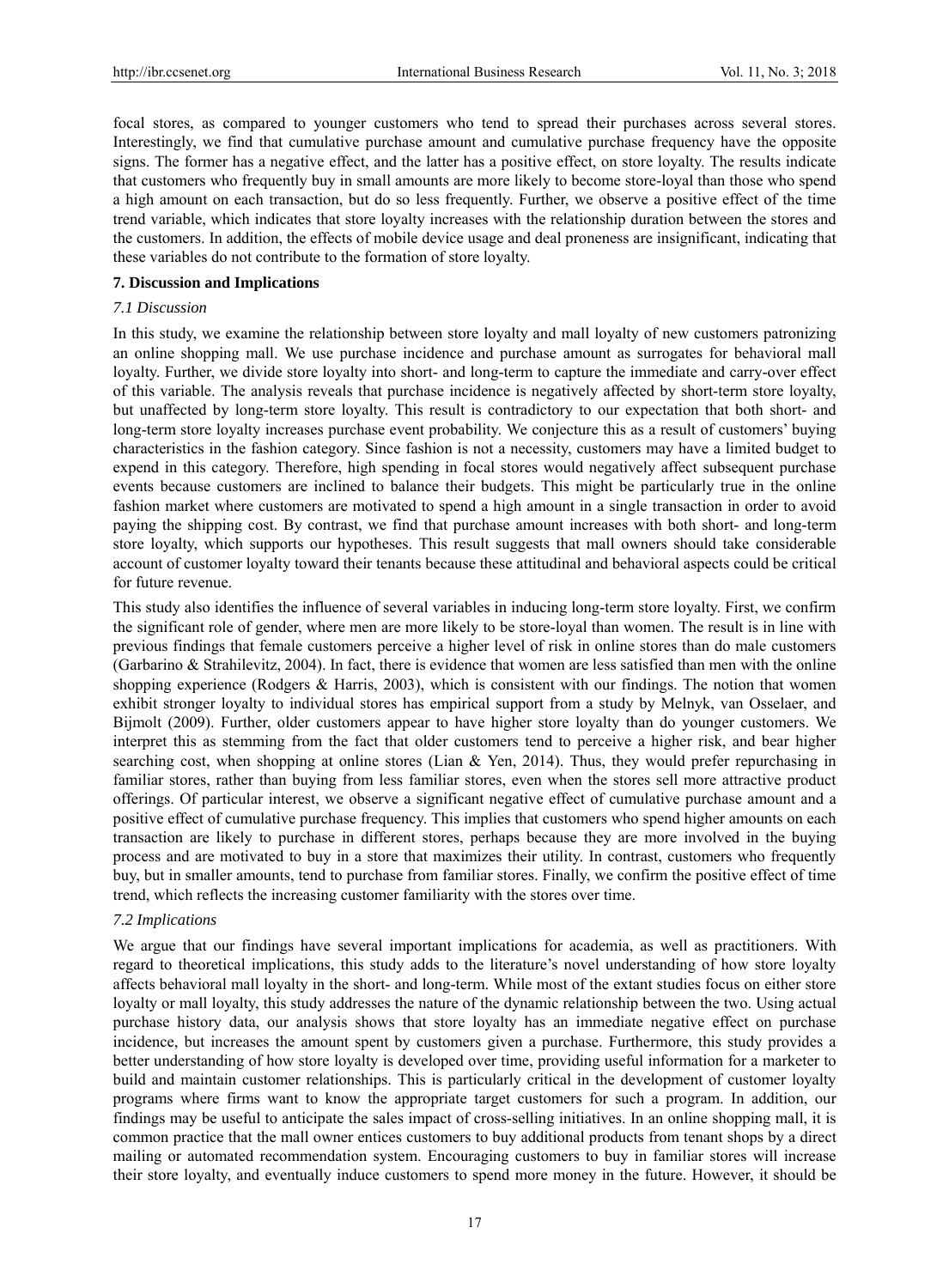focal stores, as compared to younger customers who tend to spread their purchases across several stores. Interestingly, we find that cumulative purchase amount and cumulative purchase frequency have the opposite signs. The former has a negative effect, and the latter has a positive effect, on store loyalty. The results indicate that customers who frequently buy in small amounts are more likely to become store-loyal than those who spend a high amount on each transaction, but do so less frequently. Further, we observe a positive effect of the time trend variable, which indicates that store loyalty increases with the relationship duration between the stores and the customers. In addition, the effects of mobile device usage and deal proneness are insignificant, indicating that these variables do not contribute to the formation of store loyalty.

## 7. Discussion and Implications

### *7.1 Discussion*

In this study, we examine the relationship between store loyalty and mall loyalty of new customers patronizing an online shopping mall. We use purchase incidence and purchase amount as surrogates for behavioral mall loyalty. Further, we divide store loyalty into short- and long-term to capture the immediate and carry-over effect of this variable. The analysis reveals that purchase incidence is negatively affected by short-term store loyalty, but unaffected by long-term store loyalty. This result is contradictory to our expectation that both short- and long-term store loyalty increases purchase event probability. We conjecture this as a result of customers' buying characteristics in the fashion category. Since fashion is not a necessity, customers may have a limited budget to expend in this category. Therefore, high spending in focal stores would negatively affect subsequent purchase events because customers are inclined to balance their budgets. This might be particularly true in the online fashion market where customers are motivated to spend a high amount in a single transaction in order to avoid paying the shipping cost. By contrast, we find that purchase amount increases with both short- and long-term store loyalty, which supports our hypotheses. This result suggests that mall owners should take considerable account of customer loyalty toward their tenants because these attitudinal and behavioral aspects could be critical for future revenue.

This study also identifies the influence of several variables in inducing long-term store loyalty. First, we confirm the significant role of gender, where men are more likely to be store-loyal than women. The result is in line with previous findings that female customers perceive a higher level of risk in online stores than do male customers (Garbarino & Strahilevitz, 2004). In fact, there is evidence that women are less satisfied than men with the online shopping experience (Rodgers & Harris, 2003), which is consistent with our findings. The notion that women exhibit stronger loyalty to individual stores has empirical support from a study by Melnyk, van Osselaer, and Bijmolt (2009). Further, older customers appear to have higher store loyalty than do younger customers. We interpret this as stemming from the fact that older customers tend to perceive a higher risk, and bear higher searching cost, when shopping at online stores (Lian & Yen, 2014). Thus, they would prefer repurchasing in familiar stores, rather than buying from less familiar stores, even when the stores sell more attractive product offerings. Of particular interest, we observe a significant negative effect of cumulative purchase amount and a positive effect of cumulative purchase frequency. This implies that customers who spend higher amounts on each transaction are likely to purchase in different stores, perhaps because they are more involved in the buying process and are motivated to buy in a store that maximizes their utility. In contrast, customers who frequently buy, but in smaller amounts, tend to purchase from familiar stores. Finally, we confirm the positive effect of time trend, which reflects the increasing customer familiarity with the stores over time.

### *7.2 Implications*

We argue that our findings have several important implications for academia, as well as practitioners. With regard to theoretical implications, this study adds to the literature's novel understanding of how store loyalty affects behavioral mall loyalty in the short- and long-term. While most of the extant studies focus on either store loyalty or mall loyalty, this study addresses the nature of the dynamic relationship between the two. Using actual purchase history data, our analysis shows that store loyalty has an immediate negative effect on purchase incidence, but increases the amount spent by customers given a purchase. Furthermore, this study provides a better understanding of how store loyalty is developed over time, providing useful information for a marketer to build and maintain customer relationships. This is particularly critical in the development of customer loyalty programs where firms want to know the appropriate target customers for such a program. In addition, our findings may be useful to anticipate the sales impact of cross-selling initiatives. In an online shopping mall, it is common practice that the mall owner entices customers to buy additional products from tenant shops by a direct mailing or automated recommendation system. Encouraging customers to buy in familiar stores will increase their store loyalty, and eventually induce customers to spend more money in the future. However, it should be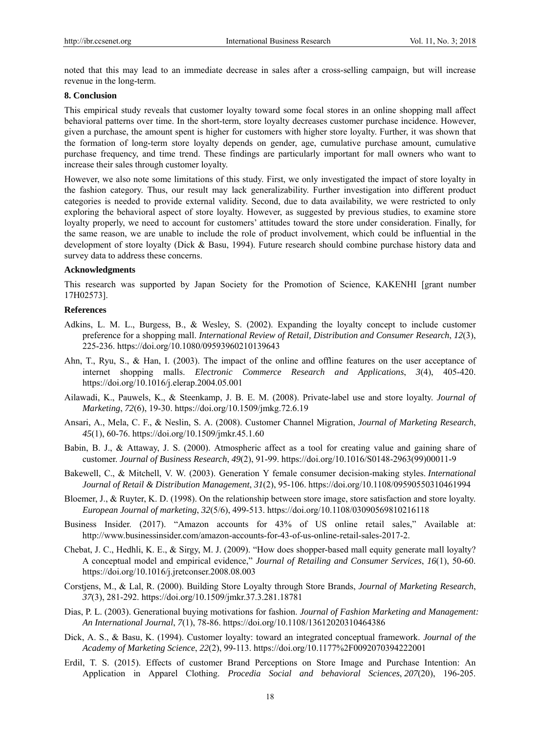noted that this may lead to an immediate decrease in sales after a cross-selling campaign, but will increase revenue in the long-term.

## 8. Conclusion

This empirical study reveals that customer loyalty toward some focal stores in an online shopping mall affect behavioral patterns over time. In the short-term, store loyalty decreases customer purchase incidence. However, given a purchase, the amount spent is higher for customers with higher store loyalty. Further, it was shown that the formation of long-term store loyalty depends on gender, age, cumulative purchase amount, cumulative purchase frequency, and time trend. These findings are particularly important for mall owners who want to increase their sales through customer loyalty.

However, we also note some limitations of this study. First, we only investigated the impact of store loyalty in the fashion category. Thus, our result may lack generalizability. Further investigation into different product categories is needed to provide external validity. Second, due to data availability, we were restricted to only exploring the behavioral aspect of store loyalty. However, as suggested by previous studies, to examine store loyalty properly, we need to account for customers' attitudes toward the store under consideration. Finally, for the same reason, we are unable to include the role of product involvement, which could be influential in the development of store loyalty (Dick & Basu, 1994). Future research should combine purchase history data and survey data to address these concerns.

## Acknowledgments

This research was supported by Japan Society for the Promotion of Science, KAKENHI [grant number 17H02573].

## References

Adkins, L. M. L., Burgess, B., & Wesley, S. (2002). Expanding the loyalty concept to include customer preference for a shopping mall. *International Review of Retail, Distribution and Consumer Research*, *12*(3), 225-236. https://doi.org/10.1080/09593960210139643

Ahn, T., Ryu, S., & Han, I. (2003). The impact of the online and offline features on the user acceptance of internet shopping malls. *Electronic Commerce Research and Applications*, *3*(4), 405-420. https://doi.org/10.1016/j.elerap.2004.05.001

Ailawadi, K., Pauwels, K., & Steenkamp, J. B. E. M. (2008). Private-label use and store loyalty. *Journal of Marketing*, *72*(6), 19-30. https://doi.org/10.1509/jmkg.72.6.19

Ansari, A., Mela, C. F., & Neslin, S. A. (2008). Customer Channel Migration, *Journal of Marketing Research*, *45*(1), 60-76. https://doi.org/10.1509/jmkr.45.1.60

Babin, B. J., & Attaway, J. S. (2000). Atmospheric affect as a tool for creating value and gaining share of customer. *Journal of Business Research*, *49*(2), 91-99. https://doi.org/10.1016/S0148-2963(99)00011-9

Bakewell, C., & Mitchell, V. W. (2003). Generation Y female consumer decision-making styles. *International Journal of Retail & Distribution Management*, *31*(2), 95-106. https://doi.org/10.1108/09590550310461994

Bloemer, J., & Ruyter, K. D. (1998). On the relationship between store image, store satisfaction and store loyalty. *European Journal of marketing*, *32*(5/6), 499-513. https://doi.org/10.1108/03090569810216118

Business Insider. (2017). "Amazon accounts for 43% of US online retail sales," Available at: http://www.businessinsider.com/amazon-accounts-for-43-of-us-online-retail-sales-2017-2.

Chebat, J. C., Hedhli, K. E., & Sirgy, M. J. (2009). "How does shopper-based mall equity generate mall loyalty? A conceptual model and empirical evidence," *Journal of Retailing and Consumer Services*, *16*(1), 50-60. https://doi.org/10.1016/j.jretconser.2008.08.003

Corstjens, M., & Lal, R. (2000). Building Store Loyalty through Store Brands, *Journal of Marketing Research*, *37*(3), 281-292. https://doi.org/10.1509/jmkr.37.3.281.18781

Dias, P. L. (2003). Generational buying motivations for fashion. *Journal of Fashion Marketing and Management: An International Journal*, *7*(1), 78-86. https://doi.org/10.1108/13612020310464386

Dick, A. S., & Basu, K. (1994). Customer loyalty: toward an integrated conceptual framework. *Journal of the Academy of Marketing Science*, *22*(2), 99-113. https://doi.org/10.1177%2F0092070394222001

Erdil, T. S. (2015). Effects of customer Brand Perceptions on Store Image and Purchase Intention: An Application in Apparel Clothing. *Procedia Social and behavioral Sciences*, *207*(20), 196-205.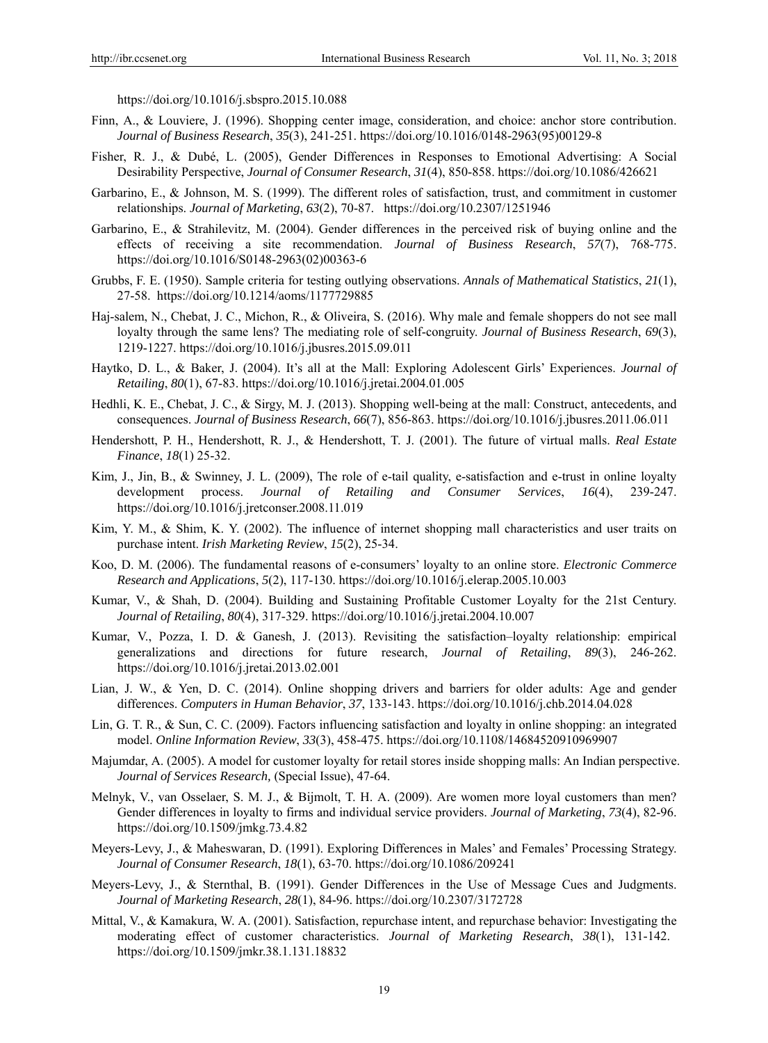https://doi.org/10.1016/j.sbspro.2015.10.088

Finn, A., & Louviere, J. (1996). Shopping center image, consideration, and choice: anchor store contribution. *Journal of Business Research*, *35*(3), 241-251. https://doi.org/10.1016/0148-2963(95)00129-8

Fisher, R. J., & Dubé, L. (2005), Gender Differences in Responses to Emotional Advertising: A Social Desirability Perspective, *Journal of Consumer Research*, *31*(4), 850-858. https://doi.org/10.1086/426621

Garbarino, E., & Johnson, M. S. (1999). The different roles of satisfaction, trust, and commitment in customer relationships. *Journal of Marketing*, *63*(2), 70-87. https://doi.org/10.2307/1251946

Garbarino, E., & Strahilevitz, M. (2004). Gender differences in the perceived risk of buying online and the effects of receiving a site recommendation. *Journal of Business Research*, *57*(7), 768-775. https://doi.org/10.1016/S0148-2963(02)00363-6

Grubbs, F. E. (1950). Sample criteria for testing outlying observations. *Annals of Mathematical Statistics*, *21*(1), 27-58. https://doi.org/10.1214/aoms/1177729885

Haj-salem, N., Chebat, J. C., Michon, R., & Oliveira, S. (2016). Why male and female shoppers do not see mall loyalty through the same lens? The mediating role of self-congruity. *Journal of Business Research*, *69*(3), 1219-1227. https://doi.org/10.1016/j.jbusres.2015.09.011

Haytko, D. L., & Baker, J. (2004). It's all at the Mall: Exploring Adolescent Girls' Experiences. *Journal of Retailing*, *80*(1), 67-83. https://doi.org/10.1016/j.jretai.2004.01.005

Hedhli, K. E., Chebat, J. C., & Sirgy, M. J. (2013). Shopping well-being at the mall: Construct, antecedents, and consequences. *Journal of Business Research*, *66*(7), 856-863. https://doi.org/10.1016/j.jbusres.2011.06.011

Hendershott, P. H., Hendershott, R. J., & Hendershott, T. J. (2001). The future of virtual malls. *Real Estate Finance*, *18*(1) 25-32.

Kim, J., Jin, B., & Swinney, J. L. (2009), The role of e-tail quality, e-satisfaction and e-trust in online loyalty development process. *Journal of Retailing and Consumer Services*, *16*(4), 239-247. https://doi.org/10.1016/j.jretconser.2008.11.019

Kim, Y. M., & Shim, K. Y. (2002). The influence of internet shopping mall characteristics and user traits on purchase intent. *Irish Marketing Review*, *15*(2), 25-34.

Koo, D. M. (2006). The fundamental reasons of e-consumers' loyalty to an online store. *Electronic Commerce Research and Applications*, *5*(2), 117-130. https://doi.org/10.1016/j.elerap.2005.10.003

Kumar, V., & Shah, D. (2004). Building and Sustaining Profitable Customer Loyalty for the 21st Century. *Journal of Retailing*, *80*(4), 317-329. https://doi.org/10.1016/j.jretai.2004.10.007

Kumar, V., Pozza, I. D. & Ganesh, J. (2013). Revisiting the satisfaction–loyalty relationship: empirical generalizations and directions for future research, *Journal of Retailing*, *89*(3), 246-262. https://doi.org/10.1016/j.jretai.2013.02.001

Lian, J. W., & Yen, D. C. (2014). Online shopping drivers and barriers for older adults: Age and gender differences. *Computers in Human Behavior*, *37*, 133-143. https://doi.org/10.1016/j.chb.2014.04.028

Lin, G. T. R., & Sun, C. C. (2009). Factors influencing satisfaction and loyalty in online shopping: an integrated model. *Online Information Review*, *33*(3), 458-475. https://doi.org/10.1108/14684520910969907

Majumdar, A. (2005). A model for customer loyalty for retail stores inside shopping malls: An Indian perspective. *Journal of Services Research,* (Special Issue), 47-64.

Melnyk, V., van Osselaer, S. M. J., & Bijmolt, T. H. A. (2009). Are women more loyal customers than men? Gender differences in loyalty to firms and individual service providers. *Journal of Marketing*, *73*(4), 82-96. https://doi.org/10.1509/jmkg.73.4.82

Meyers-Levy, J., & Maheswaran, D. (1991). Exploring Differences in Males' and Females' Processing Strategy. *Journal of Consumer Research*, *18*(1), 63-70. https://doi.org/10.1086/209241

Meyers-Levy, J., & Sternthal, B. (1991). Gender Differences in the Use of Message Cues and Judgments. *Journal of Marketing Research*, *28*(1), 84-96. https://doi.org/10.2307/3172728

Mittal, V., & Kamakura, W. A. (2001). Satisfaction, repurchase intent, and repurchase behavior: Investigating the moderating effect of customer characteristics. *Journal of Marketing Research*, *38*(1), 131-142. https://doi.org/10.1509/jmkr.38.1.131.18832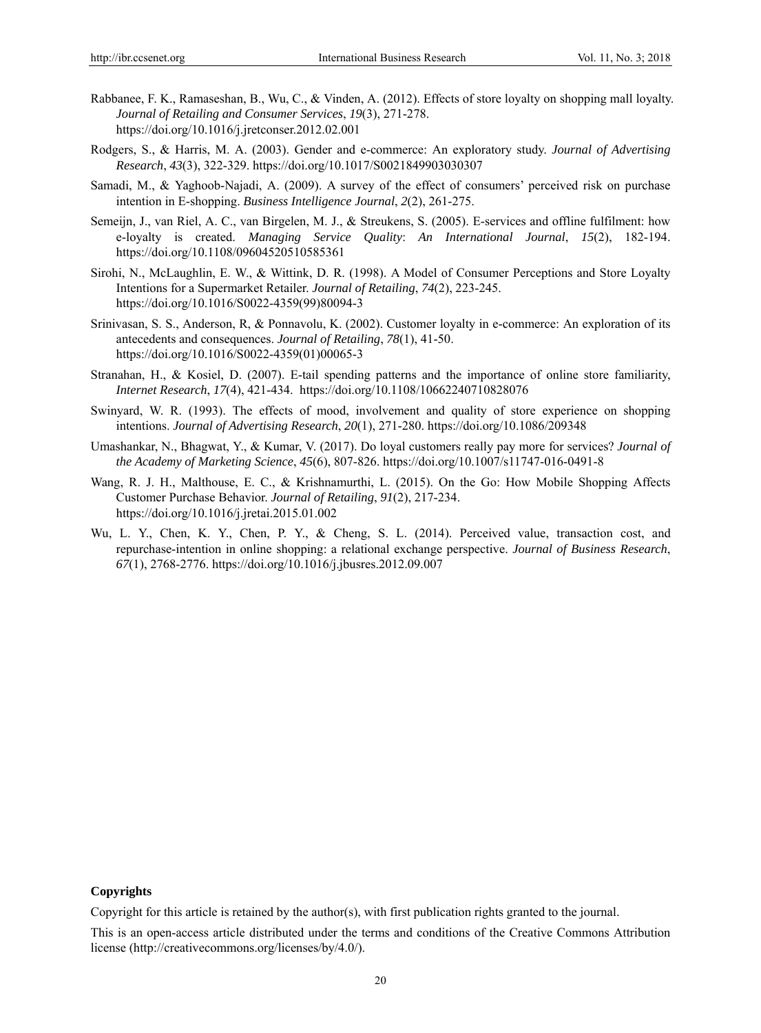Rabbanee, F. K., Ramaseshan, B., Wu, C., & Vinden, A. (2012). Effects of store loyalty on shopping mall loyalty. *Journal of Retailing and Consumer Services*, *19*(3), 271-278. https://doi.org/10.1016/j.jretconser.2012.02.001

Rodgers, S., & Harris, M. A. (2003). Gender and e-commerce: An exploratory study. *Journal of Advertising Research*, *43*(3), 322-329. https://doi.org/10.1017/S0021849903030307

Samadi, M., & Yaghoob-Najadi, A. (2009). A survey of the effect of consumers' perceived risk on purchase intention in E-shopping. *Business Intelligence Journal*, *2*(2), 261-275.

Semeijn, J., van Riel, A. C., van Birgelen, M. J., & Streukens, S. (2005). E-services and offline fulfilment: how e-loyalty is created. *Managing Service Quality*: *An International Journal*, *15*(2), 182-194. https://doi.org/10.1108/09604520510585361

Sirohi, N., McLaughlin, E. W., & Wittink, D. R. (1998). A Model of Consumer Perceptions and Store Loyalty Intentions for a Supermarket Retailer. *Journal of Retailing*, *74*(2), 223-245. https://doi.org/10.1016/S0022-4359(99)80094-3

Srinivasan, S. S., Anderson, R, & Ponnavolu, K. (2002). Customer loyalty in e-commerce: An exploration of its antecedents and consequences. *Journal of Retailing*, *78*(1), 41-50. https://doi.org/10.1016/S0022-4359(01)00065-3

Stranahan, H., & Kosiel, D. (2007). E-tail spending patterns and the importance of online store familiarity, *Internet Research*, *17*(4), 421-434. https://doi.org/10.1108/10662240710828076

Swinyard, W. R. (1993). The effects of mood, involvement and quality of store experience on shopping intentions. *Journal of Advertising Research*, *20*(1), 271-280. https://doi.org/10.1086/209348

Umashankar, N., Bhagwat, Y., & Kumar, V. (2017). Do loyal customers really pay more for services? *Journal of the Academy of Marketing Science*, *45*(6), 807-826. https://doi.org/10.1007/s11747-016-0491-8

Wang, R. J. H., Malthouse, E. C., & Krishnamurthi, L. (2015). On the Go: How Mobile Shopping Affects Customer Purchase Behavior. *Journal of Retailing*, *91*(2), 217-234. https://doi.org/10.1016/j.jretai.2015.01.002

Wu, L. Y., Chen, K. Y., Chen, P. Y., & Cheng, S. L. (2014). Perceived value, transaction cost, and repurchase-intention in online shopping: a relational exchange perspective. *Journal of Business Research*, *67*(1), 2768-2776. https://doi.org/10.1016/j.jbusres.2012.09.007

**Copyrights**

Copyright for this article is retained by the author(s), with first publication rights granted to the journal.

This is an open-access article distributed under the terms and conditions of the Creative Commons Attribution license (http://creativecommons.org/licenses/by/4.0/).